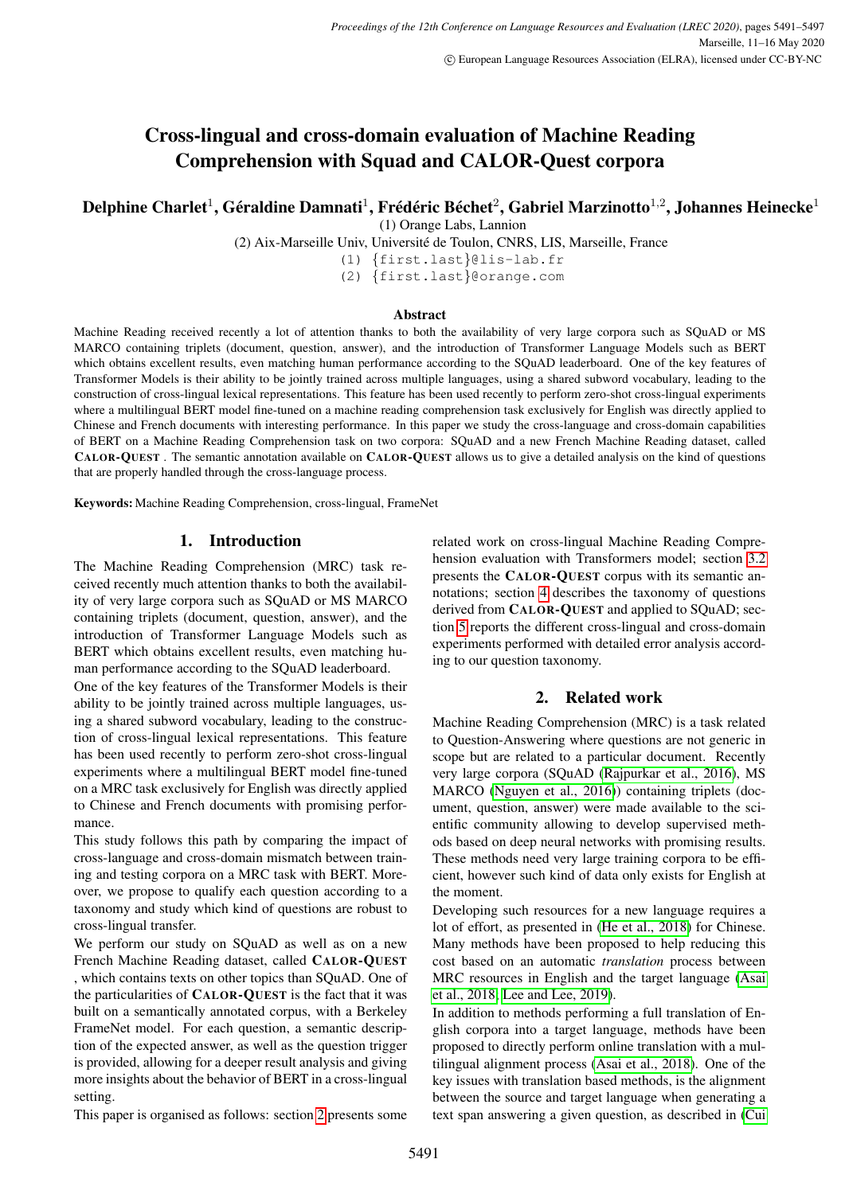# Cross-lingual and cross-domain evaluation of Machine Reading Comprehension with Squad and CALOR-Quest corpora

**Delphine Charlet[1], Géraldine Damnati[1], Frédéric Béchet[2], Gabriel Marzinotto[1,2], Johannes Heinecke[1]**

(1) Orange Labs, Lannion

(2) Aix-Marseille Univ, Université de Toulon, CNRS, LIS, Marseille, France

(1) {first.last}@lis-lab.fr

(2) {first.last}@orange.com

### Abstract

Machine Reading received recently a lot of attention thanks to both the availability of very large corpora such as SQuAD or MS MARCO containing triplets (document, question, answer), and the introduction of Transformer Language Models such as BERT which obtains excellent results, even matching human performance according to the SQuAD leaderboard. One of the key features of Transformer Models is their ability to be jointly trained across multiple languages, using a shared subword vocabulary, leading to the construction of cross-lingual lexical representations. This feature has been used recently to perform zero-shot cross-lingual experiments where a multilingual BERT model fine-tuned on a machine reading comprehension task exclusively for English was directly applied to Chinese and French documents with interesting performance. In this paper we study the cross-language and cross-domain capabilities of BERT on a Machine Reading Comprehension task on two corpora: SQuAD and a new French Machine Reading dataset, called CALOR-QUEST . The semantic annotation available on CALOR-QUEST allows us to give a detailed analysis on the kind of questions that are properly handled through the cross-language process.

**Keywords:** Machine Reading Comprehension, cross-lingual, FrameNet

## 1. Introduction

The Machine Reading Comprehension (MRC) task received recently much attention thanks to both the availability of very large corpora such as SQuAD or MS MARCO containing triplets (document, question, answer), and the introduction of Transformer Language Models such as BERT which obtains excellent results, even matching human performance according to the SQuAD leaderboard.

One of the key features of the Transformer Models is their ability to be jointly trained across multiple languages, using a shared subword vocabulary, leading to the construction of cross-lingual lexical representations. This feature has been used recently to perform zero-shot cross-lingual experiments where a multilingual BERT model fine-tuned on a MRC task exclusively for English was directly applied to Chinese and French documents with promising performance.

This study follows this path by comparing the impact of cross-language and cross-domain mismatch between training and testing corpora on a MRC task with BERT. Moreover, we propose to qualify each question according to a taxonomy and study which kind of questions are robust to cross-lingual transfer.

We perform our study on SQuAD as well as on a new French Machine Reading dataset, called CALOR-QUEST , which contains texts on other topics than SQuAD. One of the particularities of CALOR-QUEST is the fact that it was built on a semantically annotated corpus, with a Berkeley FrameNet model. For each question, a semantic description of the expected answer, as well as the question trigger is provided, allowing for a deeper result analysis and giving more insights about the behavior of BERT in a cross-lingual setting.

This paper is organised as follows: section 2 presents some related work on cross-lingual Machine Reading Comprehension evaluation with Transformers model; section 3.2 presents the CALOR-QUEST corpus with its semantic annotations; section 4 describes the taxonomy of questions derived from CALOR-QUEST and applied to SQuAD; section 5 reports the different cross-lingual and cross-domain experiments performed with detailed error analysis according to our question taxonomy.

## 2. Related work

Machine Reading Comprehension (MRC) is a task related to Question-Answering where questions are not generic in scope but are related to a particular document. Recently very large corpora (SQuAD (Rajpurkar et al., 2016), MS MARCO (Nguyen et al., 2016)) containing triplets (document, question, answer) were made available to the scientific community allowing to develop supervised methods based on deep neural networks with promising results. These methods need very large training corpora to be efficient, however such kind of data only exists for English at the moment.

Developing such resources for a new language requires a lot of effort, as presented in (He et al., 2018) for Chinese. Many methods have been proposed to help reducing this cost based on an automatic *translation* process between MRC resources in English and the target language (Asai et al., 2018; Lee and Lee, 2019).

In addition to methods performing a full translation of English corpora into a target language, methods have been proposed to directly perform online translation with a multilingual alignment process (Asai et al., 2018). One of the key issues with translation based methods, is the alignment between the source and target language when generating a text span answering a given question, as described in (Cui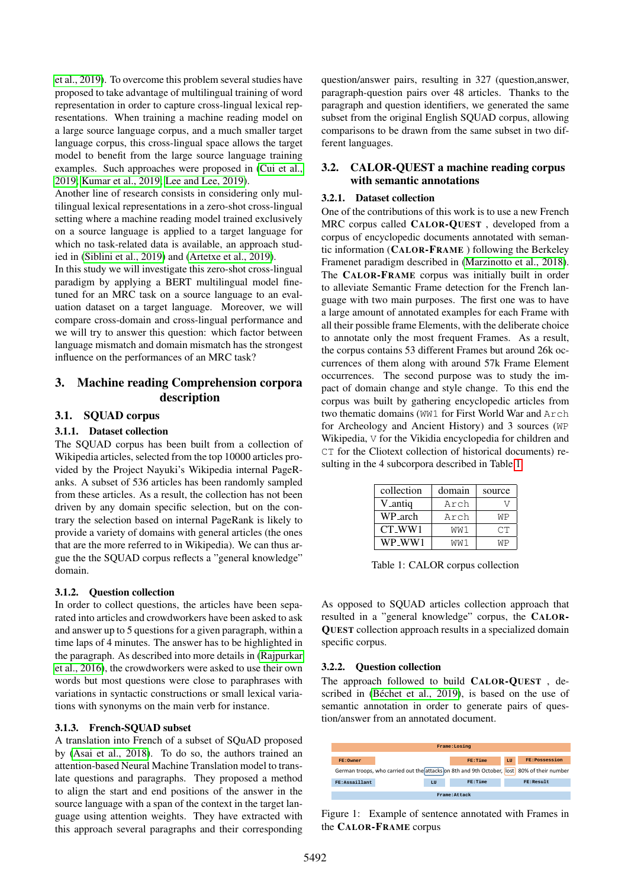et al., 2019). To overcome this problem several studies have proposed to take advantage of multilingual training of word representation in order to capture cross-lingual lexical representations. When training a machine reading model on a large source language corpus, and a much smaller target language corpus, this cross-lingual space allows the target model to benefit from the large source language training examples. Such approaches were proposed in (Cui et al., 2019; Kumar et al., 2019; Lee and Lee, 2019).

Another line of research consists in considering only multilingual lexical representations in a zero-shot cross-lingual setting where a machine reading model trained exclusively on a source language is applied to a target language for which no task-related data is available, an approach studied in (Siblini et al., 2019) and (Artetxe et al., 2019).

In this study we will investigate this zero-shot cross-lingual paradigm by applying a BERT multilingual model fine-tuned for an MRC task on a source language to an evaluation dataset on a target language. Moreover, we will compare cross-domain and cross-lingual performance and we will try to answer this question: which factor between language mismatch and domain mismatch has the strongest influence on the performances of an MRC task?

# 3. Machine reading Comprehension corpora description

## 3.1. SQUAD corpus

### 3.1.1. Dataset collection

The SQUAD corpus has been built from a collection of Wikipedia articles, selected from the top 10000 articles provided by the Project Nayuki's Wikipedia internal PageRanks. A subset of 536 articles has been randomly sampled from these articles. As a result, the collection has not been driven by any domain specific selection, but on the contrary the selection based on internal PageRank is likely to provide a variety of domains with general articles (the ones that are the more referred to in Wikipedia). We can thus argue the the SQUAD corpus reflects a "general knowledge" domain.

### 3.1.2. Question collection

In order to collect questions, the articles have been separated into articles and crowdworkers have been asked to ask and answer up to 5 questions for a given paragraph, within a time laps of 4 minutes. The answer has to be highlighted in the paragraph. As described into more details in (Rajpurkar et al., 2016), the crowdworkers were asked to use their own words but most questions were close to paraphrases with variations in syntactic constructions or small lexical variations with synonyms on the main verb for instance.

### 3.1.3. French-SQUAD subset

A translation into French of a subset of SQuAD proposed by (Asai et al., 2018). To do so, the authors trained an attention-based Neural Machine Translation model to translate questions and paragraphs. They proposed a method to align the start and end positions of the answer in the source language with a span of the context in the target language using attention weights. They have extracted with this approach several paragraphs and their corresponding question/answer pairs, resulting in 327 (question,answer, paragraph-question pairs over 48 articles. Thanks to the paragraph and question identifiers, we generated the same subset from the original English SQUAD corpus, allowing comparisons to be drawn from the same subset in two different languages.

## 3.2. CALOR-QUEST a machine reading corpus with semantic annotations

### 3.2.1. Dataset collection

One of the contributions of this work is to use a new French MRC corpus called CALOR-QUEST, developed from a corpus of encyclopedic documents annotated with semantic information (CALOR-FRAME) following the Berkeley Framenet paradigm described in (Marzinotto et al., 2018). The CALOR-FRAME corpus was initially built in order to alleviate Semantic Frame detection for the French language with two main purposes. The first one was to have a large amount of annotated examples for each Frame with all their possible frame Elements, with the deliberate choice to annotate only the most frequent Frames. As a result, the corpus contains 53 different Frames but around 26k occurrences of them along with around 57k Frame Element occurrences. The second purpose was to study the impact of domain change and style change. To this end the corpus was built by gathering encyclopedic articles from two thematic domains (`WW1` for First World War and `Arch` for Archeology and Ancient History) and 3 sources (`WP` Wikipedia, `V` for the Vikidia encyclopedia for children and `CT` for the Cliotext collection of historical documents) resulting in the 4 subcorpora described in Table 1.

| collection | domain | source |
|---|---|---|
| V_antiq | Arch | V |
| WP_arch | Arch | WP |
| CT_WW1 | WW1 | CT |
| WP_WW1 | WW1 | WP |

Table 1: CALOR corpus collection

As opposed to SQUAD articles collection approach that resulted in a "general knowledge" corpus, the CALOR-QUEST collection approach results in a specialized domain specific corpus.

### 3.2.2. Question collection

The approach followed to build CALOR-QUEST, described in (Béchet et al., 2019), is based on the use of semantic annotation in order to generate pairs of question/answer from an annotated document.

Frame:Losing
FE:Owner | FE:Time | LU | FE:Possession
German troops, who carried out the attacks on 8th and 9th October, lost 80% of their number
FE:Assailant | LU | FE:Time | FE:Result
Frame:Attack

Figure 1: Example of sentence annotated with Frames in the CALOR-FRAME corpus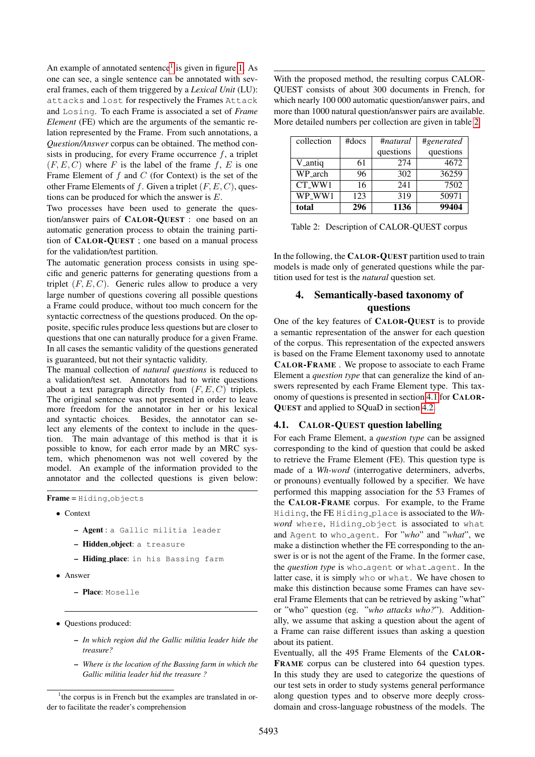An example of annotated sentence[1] is given in figure 1. As one can see, a single sentence can be annotated with several frames, each of them triggered by a *Lexical Unit* (LU): `attacks` and `lost` for respectively the Frames `Attack` and `Losing`. To each Frame is associated a set of *Frame Element* (FE) which are the arguments of the semantic relation represented by the Frame. From such annotations, a *Question/Answer* corpus can be obtained. The method consists in producing, for every Frame occurrence $f$, a triplet $(F, E, C)$ where $F$ is the label of the frame $f$, $E$ is one Frame Element of $f$ and $C$ (for Context) is the set of the other Frame Elements of $f$. Given a triplet $(F, E, C)$, questions can be produced for which the answer is $E$.

Two processes have been used to generate the question/answer pairs of CALOR-QUEST : one based on an automatic generation process to obtain the training partition of CALOR-QUEST ; one based on a manual process for the validation/test partition.

The automatic generation process consists in using specific and generic patterns for generating questions from a triplet $(F, E, C)$. Generic rules allow to produce a very large number of questions covering all possible questions a Frame could produce, without too much concern for the syntactic correctness of the questions produced. On the opposite, specific rules produce less questions but are closer to questions that one can naturally produce for a given Frame. In all cases the semantic validity of the questions generated is guaranteed, but not their syntactic validity.

The manual collection of *natural questions* is reduced to a validation/test set. Annotators had to write questions about a text paragraph directly from $(F, E, C)$ triplets. The original sentence was not presented in order to leave more freedom for the annotator in her or his lexical and syntactic choices. Besides, the annotator can select any elements of the context to include in the question. The main advantage of this method is that it is possible to know, for each error made by an MRC system, which phenomenon was not well covered by the model. An example of the information provided to the annotator and the collected questions is given below:

---

**Frame** = `Hiding_objects`

- Context
  - **Agent** : `a Gallic militia leader`
  - **Hidden_object**: `a treasure`
  - **Hiding_place**: `in his Bassing farm`
- Answer
  - **Place**: `Moselle`

---

- Questions produced:
  - *In which region did the Gallic militia leader hide the treasure?*
  - *Where is the location of the Bassing farm in which the Gallic militia leader hid the treasure ?*

[1] the corpus is in French but the examples are translated in order to facilitate the reader's comprehension

---

With the proposed method, the resulting corpus CALOR-QUEST consists of about 300 documents in French, for which nearly 100 000 automatic question/answer pairs, and more than 1000 natural question/answer pairs are available. More detailed numbers per collection are given in table 2.

| collection | #docs | *#natural* questions | *#generated* questions |
|---|---|---|---|
| V_antiq | 61 | 274 | 4672 |
| WP_arch | 96 | 302 | 36259 |
| CT_WW1 | 16 | 241 | 7502 |
| WP_WW1 | 123 | 319 | 50971 |
| **total** | **296** | **1136** | **99404** |

Table 2: Description of CALOR-QUEST corpus

In the following, the CALOR-QUEST partition used to train models is made only of generated questions while the partition used for test is the *natural* question set.

## 4. Semantically-based taxonomy of questions

One of the key features of CALOR-QUEST is to provide a semantic representation of the answer for each question of the corpus. This representation of the expected answers is based on the Frame Element taxonomy used to annotate CALOR-FRAME . We propose to associate to each Frame Element a *question type* that can generalize the kind of answers represented by each Frame Element type. This taxonomy of questions is presented in section 4.1 for CALOR-QUEST and applied to SQuaD in section 4.2.

### 4.1. CALOR-QUEST question labelling

For each Frame Element, a *question type* can be assigned corresponding to the kind of question that could be asked to retrieve the Frame Element (FE). This question type is made of a *Wh-word* (interrogative determiners, adverbs, or pronouns) eventually followed by a specifier. We have performed this mapping association for the 53 Frames of the CALOR-FRAME corpus. For example, to the Frame `Hiding`, the FE `Hiding_place` is associated to the *Wh-word* `where`, `Hiding_object` is associated to `what` and `Agent` to `who_agent`. For "*who*" and "*what*", we make a distinction whether the FE corresponding to the answer is or is not the agent of the Frame. In the former case, the *question type* is `who_agent` or `what_agent`. In the latter case, it is simply `who` or `what`. We have chosen to make this distinction because some Frames can have several Frame Elements that can be retrieved by asking "what" or "who" question (eg. "*who attacks who?*"). Additionally, we assume that asking a question about the agent of a Frame can raise different issues than asking a question about its patient.

Eventually, all the 495 Frame Elements of the CALOR-FRAME corpus can be clustered into 64 question types. In this study they are used to categorize the questions of our test sets in order to study systems general performance along question types and to observe more deeply cross-domain and cross-language robustness of the models. The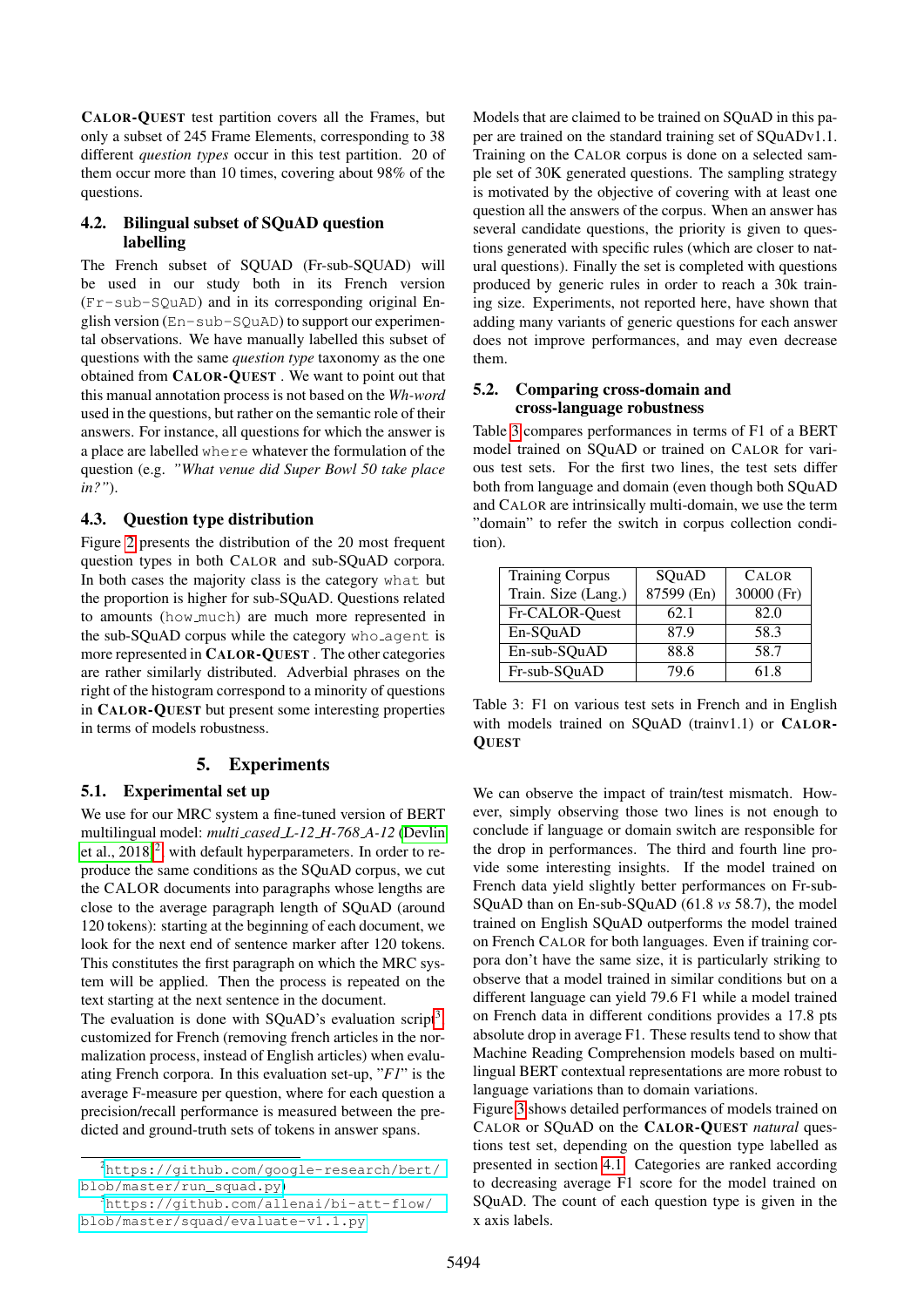**CALOR-QUEST** test partition covers all the Frames, but only a subset of 245 Frame Elements, corresponding to 38 different *question types* occur in this test partition. 20 of them occur more than 10 times, covering about 98% of the questions.

### 4.2. Bilingual subset of SQuAD question labelling

The French subset of SQUAD (Fr-sub-SQUAD) will be used in our study both in its French version (`Fr-sub-SQuAD`) and in its corresponding original English version (`En-sub-SQuAD`) to support our experimental observations. We have manually labelled this subset of questions with the same *question type* taxonomy as the one obtained from **CALOR-QUEST** . We want to point out that this manual annotation process is not based on the *Wh-word* used in the questions, but rather on the semantic role of their answers. For instance, all questions for which the answer is a place are labelled `where` whatever the formulation of the question (e.g. *"What venue did Super Bowl 50 take place in?"*).

### 4.3. Question type distribution

Figure 2 presents the distribution of the 20 most frequent question types in both CALOR and sub-SQuAD corpora. In both cases the majority class is the category `what` but the proportion is higher for sub-SQuAD. Questions related to amounts (`how_much`) are much more represented in the sub-SQuAD corpus while the category `who_agent` is more represented in **CALOR-QUEST** . The other categories are rather similarly distributed. Adverbial phrases on the right of the histogram correspond to a minority of questions in **CALOR-QUEST** but present some interesting properties in terms of models robustness.

## 5. Experiments

### 5.1. Experimental set up

We use for our MRC system a fine-tuned version of BERT multilingual model: *multi_cased_L-12_H-768_A-12* (Devlin et al., 2018)[2], with default hyperparameters. In order to reproduce the same conditions as the SQuAD corpus, we cut the CALOR documents into paragraphs whose lengths are close to the average paragraph length of SQuAD (around 120 tokens): starting at the beginning of each document, we look for the next end of sentence marker after 120 tokens. This constitutes the first paragraph on which the MRC system will be applied. Then the process is repeated on the text starting at the next sentence in the document.

The evaluation is done with SQuAD's evaluation script[3] customized for French (removing french articles in the normalization process, instead of English articles) when evaluating French corpora. In this evaluation set-up, "*F1*" is the average F-measure per question, where for each question a precision/recall performance is measured between the predicted and ground-truth sets of tokens in answer spans.

[2] https://github.com/google-research/bert/blob/master/run_squad.py

[3] https://github.com/allenai/bi-att-flow/blob/master/squad/evaluate-v1.1.py

Models that are claimed to be trained on SQuAD in this paper are trained on the standard training set of SQuADv1.1. Training on the CALOR corpus is done on a selected sample set of 30K generated questions. The sampling strategy is motivated by the objective of covering with at least one question all the answers of the corpus. When an answer has several candidate questions, the priority is given to questions generated with specific rules (which are closer to natural questions). Finally the set is completed with questions produced by generic rules in order to reach a 30k training size. Experiments, not reported here, have shown that adding many variants of generic questions for each answer does not improve performances, and may even decrease them.

### 5.2. Comparing cross-domain and cross-language robustness

Table 3 compares performances in terms of F1 of a BERT model trained on SQuAD or trained on CALOR for various test sets. For the first two lines, the test sets differ both from language and domain (even though both SQuAD and CALOR are intrinsically multi-domain, we use the term "domain" to refer the switch in corpus collection condition).

| Training Corpus<br>Train. Size (Lang.) | SQuAD<br>87599 (En) | CALOR<br>30000 (Fr) |
|---|---|---|
| Fr-CALOR-Quest | 62.1 | 82.0 |
| En-SQuAD | 87.9 | 58.3 |
| En-sub-SQuAD | 88.8 | 58.7 |
| Fr-sub-SQuAD | 79.6 | 61.8 |

Table 3: F1 on various test sets in French and in English with models trained on SQuAD (trainv1.1) or **CALOR-QUEST**

We can observe the impact of train/test mismatch. However, simply observing those two lines is not enough to conclude if language or domain switch are responsible for the drop in performances. The third and fourth line provide some interesting insights. If the model trained on French data yield slightly better performances on Fr-sub-SQuAD than on En-sub-SQuAD (61.8 *vs* 58.7), the model trained on English SQuAD outperforms the model trained on French CALOR for both languages. Even if training corpora don't have the same size, it is particularly striking to observe that a model trained in similar conditions but on a different language can yield 79.6 F1 while a model trained on French data in different conditions provides a 17.8 pts absolute drop in average F1. These results tend to show that Machine Reading Comprehension models based on multilingual BERT contextual representations are more robust to language variations than to domain variations.

Figure 3 shows detailed performances of models trained on CALOR or SQuAD on the **CALOR-QUEST** *natural* questions test set, depending on the question type labelled as presented in section 4.1. Categories are ranked according to decreasing average F1 score for the model trained on SQuAD. The count of each question type is given in the x axis labels.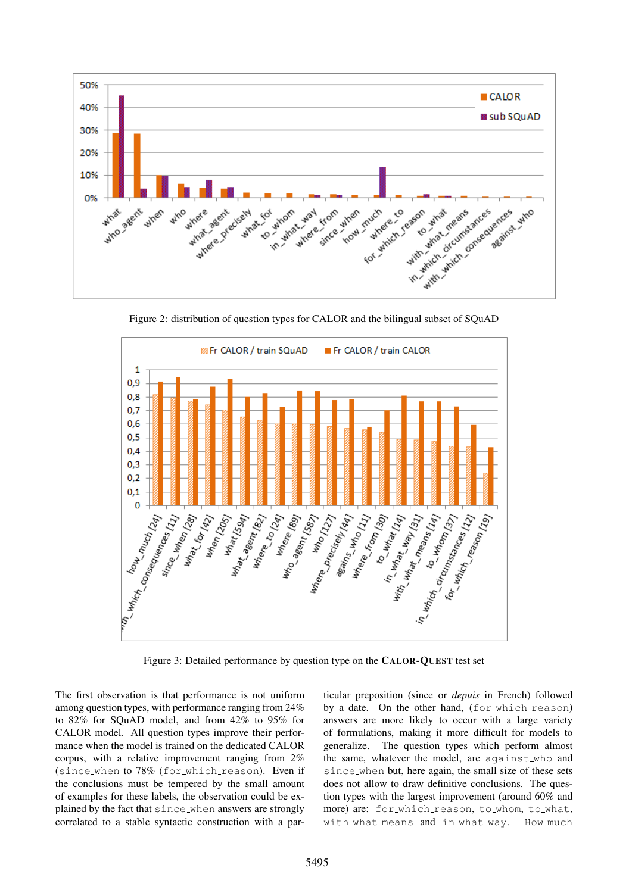Figure 2: distribution of question types for CALOR and the bilingual subset of SQuAD

Figure 3: Detailed performance by question type on the CALOR-QUEST test set

The first observation is that performance is not uniform among question types, with performance ranging from 24% to 82% for SQuAD model, and from 42% to 95% for CALOR model. All question types improve their performance when the model is trained on the dedicated CALOR corpus, with a relative improvement ranging from 2% (`since_when`) to 78% (`for_which_reason`). Even if the conclusions must be tempered by the small amount of examples for these labels, the observation could be explained by the fact that `since_when` answers are strongly correlated to a stable syntactic construction with a particular preposition (since or *depuis* in French) followed by a date. On the other hand, (`for_which_reason`) answers are more likely to occur with a large variety of formulations, making it more difficult for models to generalize. The question types which perform almost the same, whatever the model, are `against_who` and `since_when` but, here again, the small size of these sets does not allow to draw definitive conclusions. The question types with the largest improvement (around 60% and more) are: `for_which_reason`, `to_whom`, `to_what`, `with_what_means` and `in_what_way`. `How_much`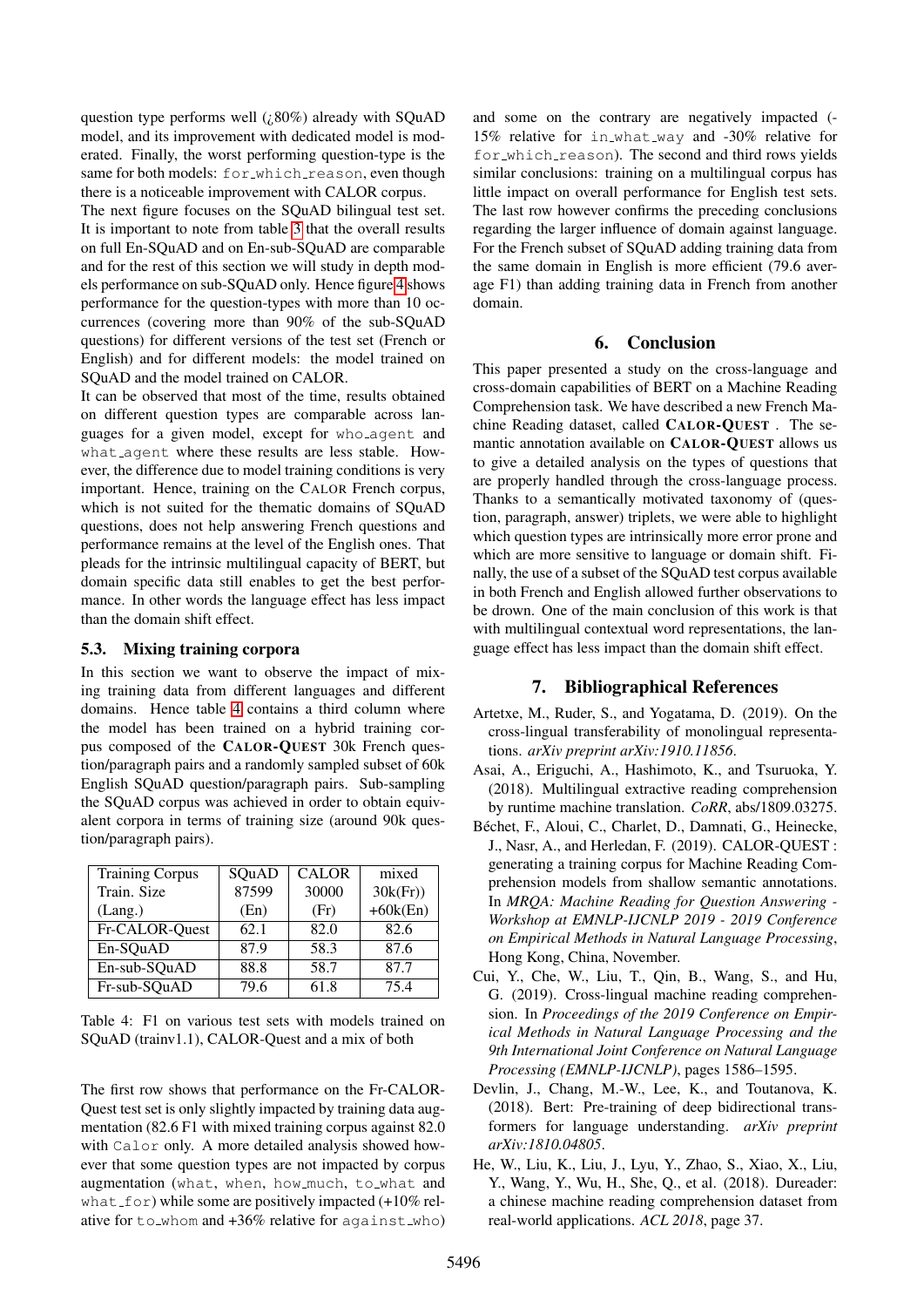question type performs well (¿80%) already with SQuAD model, and its improvement with dedicated model is moderated. Finally, the worst performing question-type is the same for both models: `for_which_reason`, even though there is a noticeable improvement with CALOR corpus.

The next figure focuses on the SQuAD bilingual test set. It is important to note from table 3 that the overall results on full En-SQuAD and on En-sub-SQuAD are comparable and for the rest of this section we will study in depth models performance on sub-SQuAD only. Hence figure 4 shows performance for the question-types with more than 10 occurrences (covering more than 90% of the sub-SQuAD questions) for different versions of the test set (French or English) and for different models: the model trained on SQuAD and the model trained on CALOR.

It can be observed that most of the time, results obtained on different question types are comparable across languages for a given model, except for `who_agent` and `what_agent` where these results are less stable. However, the difference due to model training conditions is very important. Hence, training on the CALOR French corpus, which is not suited for the thematic domains of SQuAD questions, does not help answering French questions and performance remains at the level of the English ones. That pleads for the intrinsic multilingual capacity of BERT, but domain specific data still enables to get the best performance. In other words the language effect has less impact than the domain shift effect.

### 5.3. Mixing training corpora

In this section we want to observe the impact of mixing training data from different languages and different domains. Hence table 4 contains a third column where the model has been trained on a hybrid training corpus composed of the **CALOR-QUEST** 30k French question/paragraph pairs and a randomly sampled subset of 60k English SQuAD question/paragraph pairs. Sub-sampling the SQuAD corpus was achieved in order to obtain equivalent corpora in terms of training size (around 90k question/paragraph pairs).

| Training Corpus | SQuAD | CALOR | mixed |
|---|---|---|---|
| Train. Size | 87599 | 30000 | 30k(Fr)) |
| (Lang.) | (En) | (Fr) | +60k(En) |
| Fr-CALOR-Quest | 62.1 | 82.0 | 82.6 |
| En-SQuAD | 87.9 | 58.3 | 87.6 |
| En-sub-SQuAD | 88.8 | 58.7 | 87.7 |
| Fr-sub-SQuAD | 79.6 | 61.8 | 75.4 |

Table 4: F1 on various test sets with models trained on SQuAD (trainv1.1), CALOR-Quest and a mix of both

The first row shows that performance on the Fr-CALOR-Quest test set is only slightly impacted by training data augmentation (82.6 F1 with mixed training corpus against 82.0 with `Calor` only. A more detailed analysis showed however that some question types are not impacted by corpus augmentation (`what`, `when`, `how_much`, `to_what` and `what_for`) while some are positively impacted (+10% relative for `to_whom` and +36% relative for `against_who`) and some on the contrary are negatively impacted (-15% relative for `in_what_way` and -30% relative for `for_which_reason`). The second and third rows yields similar conclusions: training on a multilingual corpus has little impact on overall performance for English test sets. The last row however confirms the preceding conclusions regarding the larger influence of domain against language. For the French subset of SQuAD adding training data from the same domain in English is more efficient (79.6 average F1) than adding training data in French from another domain.

## 6. Conclusion

This paper presented a study on the cross-language and cross-domain capabilities of BERT on a Machine Reading Comprehension task. We have described a new French Machine Reading dataset, called **CALOR-QUEST** . The semantic annotation available on **CALOR-QUEST** allows us to give a detailed analysis on the types of questions that are properly handled through the cross-language process. Thanks to a semantically motivated taxonomy of (question, paragraph, answer) triplets, we were able to highlight which question types are intrinsically more error prone and which are more sensitive to language or domain shift. Finally, the use of a subset of the SQuAD test corpus available in both French and English allowed further observations to be drawn. One of the main conclusion of this work is that with multilingual contextual word representations, the language effect has less impact than the domain shift effect.

## 7. Bibliographical References

Artetxe, M., Ruder, S., and Yogatama, D. (2019). On the cross-lingual transferability of monolingual representations. *arXiv preprint arXiv:1910.11856*.

Asai, A., Eriguchi, A., Hashimoto, K., and Tsuruoka, Y. (2018). Multilingual extractive reading comprehension by runtime machine translation. *CoRR*, abs/1809.03275.

Béchet, F., Aloui, C., Charlet, D., Damnati, G., Heinecke, J., Nasr, A., and Herledan, F. (2019). CALOR-QUEST : generating a training corpus for Machine Reading Comprehension models from shallow semantic annotations. In *MRQA: Machine Reading for Question Answering - Workshop at EMNLP-IJCNLP 2019 - 2019 Conference on Empirical Methods in Natural Language Processing*, Hong Kong, China, November.

Cui, Y., Che, W., Liu, T., Qin, B., Wang, S., and Hu, G. (2019). Cross-lingual machine reading comprehension. In *Proceedings of the 2019 Conference on Empirical Methods in Natural Language Processing and the 9th International Joint Conference on Natural Language Processing (EMNLP-IJCNLP)*, pages 1586–1595.

Devlin, J., Chang, M.-W., Lee, K., and Toutanova, K. (2018). Bert: Pre-training of deep bidirectional transformers for language understanding. *arXiv preprint arXiv:1810.04805*.

He, W., Liu, K., Liu, J., Lyu, Y., Zhao, S., Xiao, X., Liu, Y., Wang, Y., Wu, H., She, Q., et al. (2018). Dureader: a chinese machine reading comprehension dataset from real-world applications. *ACL 2018*, page 37.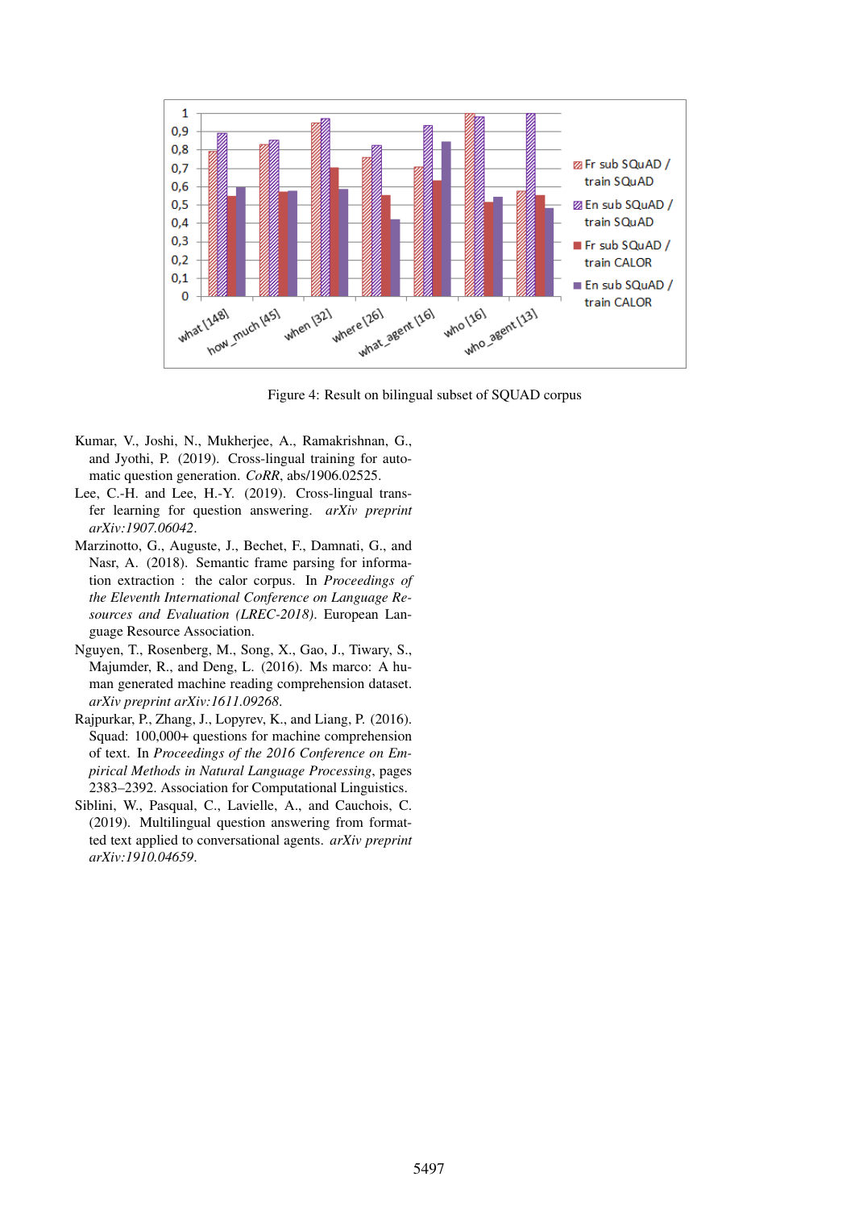1
0,9
0,8
0,7
0,6
0,5
0,4
0,3
0,2
0,1
0

what [148]
how_much [45]
when [32]
where [26]
what_agent [16]
who [16]
who_agent [13]

Fr sub SQuAD / train SQuAD
En sub SQuAD / train SQuAD
Fr sub SQuAD / train CALOR
En sub SQuAD / train CALOR

Figure 4: Result on bilingual subset of SQUAD corpus

Kumar, V., Joshi, N., Mukherjee, A., Ramakrishnan, G., and Jyothi, P. (2019). Cross-lingual training for automatic question generation. *CoRR*, abs/1906.02525.

Lee, C.-H. and Lee, H.-Y. (2019). Cross-lingual transfer learning for question answering. *arXiv preprint arXiv:1907.06042*.

Marzinotto, G., Auguste, J., Bechet, F., Damnati, G., and Nasr, A. (2018). Semantic frame parsing for information extraction : the calor corpus. In *Proceedings of the Eleventh International Conference on Language Resources and Evaluation (LREC-2018)*. European Language Resource Association.

Nguyen, T., Rosenberg, M., Song, X., Gao, J., Tiwary, S., Majumder, R., and Deng, L. (2016). Ms marco: A human generated machine reading comprehension dataset. *arXiv preprint arXiv:1611.09268*.

Rajpurkar, P., Zhang, J., Lopyrev, K., and Liang, P. (2016). Squad: 100,000+ questions for machine comprehension of text. In *Proceedings of the 2016 Conference on Empirical Methods in Natural Language Processing*, pages 2383–2392. Association for Computational Linguistics.

Siblini, W., Pasqual, C., Lavielle, A., and Cauchois, C. (2019). Multilingual question answering from formatted text applied to conversational agents. *arXiv preprint arXiv:1910.04659*.